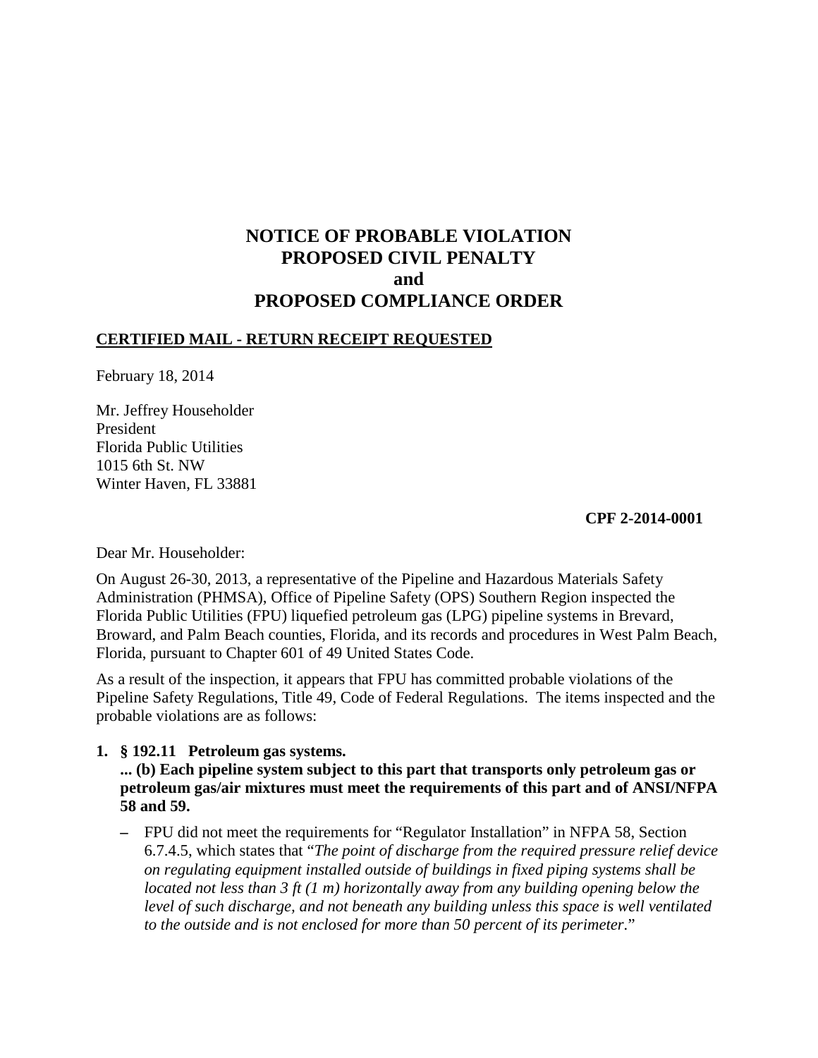# NOTICE OF PROBABLE VIOLATION
# PROPOSED CIVIL PENALTY
# and
# PROPOSED COMPLIANCE ORDER

**CERTIFIED MAIL - RETURN RECEIPT REQUESTED**

February 18, 2014

Mr. Jeffrey Householder
President
Florida Public Utilities
1015 6th St. NW
Winter Haven, FL 33881

**CPF 2-2014-0001**

Dear Mr. Householder:

On August 26-30, 2013, a representative of the Pipeline and Hazardous Materials Safety Administration (PHMSA), Office of Pipeline Safety (OPS) Southern Region inspected the Florida Public Utilities (FPU) liquefied petroleum gas (LPG) pipeline systems in Brevard, Broward, and Palm Beach counties, Florida, and its records and procedures in West Palm Beach, Florida, pursuant to Chapter 601 of 49 United States Code.

As a result of the inspection, it appears that FPU has committed probable violations of the Pipeline Safety Regulations, Title 49, Code of Federal Regulations. The items inspected and the probable violations are as follows:

1. **§ 192.11 Petroleum gas systems.**
   **... (b) Each pipeline system subject to this part that transports only petroleum gas or petroleum gas/air mixtures must meet the requirements of this part and of ANSI/NFPA 58 and 59.**

   – FPU did not meet the requirements for "Regulator Installation" in NFPA 58, Section 6.7.4.5, which states that "*The point of discharge from the required pressure relief device on regulating equipment installed outside of buildings in fixed piping systems shall be located not less than 3 ft (1 m) horizontally away from any building opening below the level of such discharge, and not beneath any building unless this space is well ventilated to the outside and is not enclosed for more than 50 percent of its perimeter*."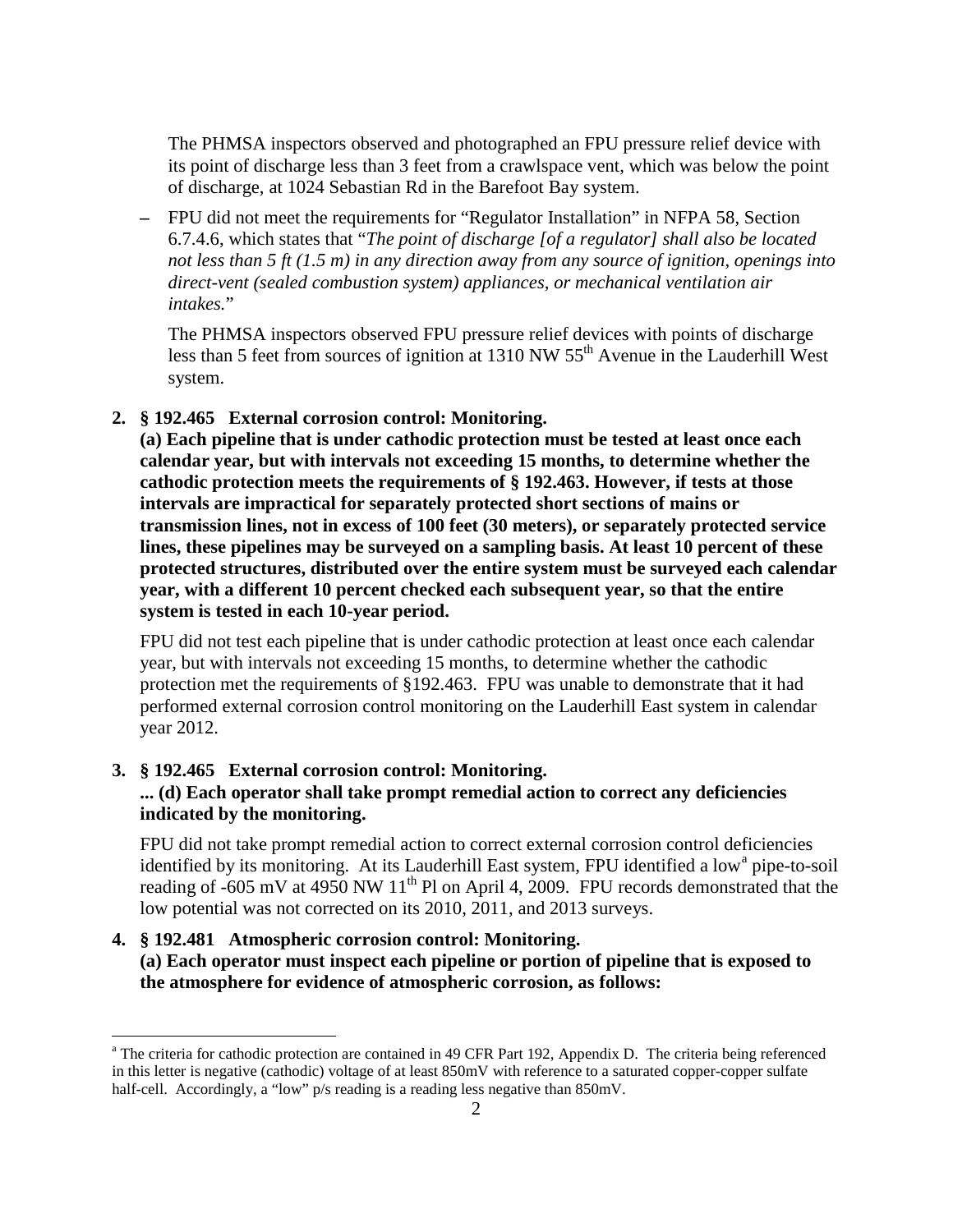The PHMSA inspectors observed and photographed an FPU pressure relief device with its point of discharge less than 3 feet from a crawlspace vent, which was below the point of discharge, at 1024 Sebastian Rd in the Barefoot Bay system.

– FPU did not meet the requirements for "Regulator Installation" in NFPA 58, Section 6.7.4.6, which states that "*The point of discharge [of a regulator] shall also be located not less than 5 ft (1.5 m) in any direction away from any source of ignition, openings into direct-vent (sealed combustion system) appliances, or mechanical ventilation air intakes.*"

The PHMSA inspectors observed FPU pressure relief devices with points of discharge less than 5 feet from sources of ignition at 1310 NW 55th Avenue in the Lauderhill West system.

**2. § 192.465 External corrosion control: Monitoring.**
**(a) Each pipeline that is under cathodic protection must be tested at least once each calendar year, but with intervals not exceeding 15 months, to determine whether the cathodic protection meets the requirements of § 192.463. However, if tests at those intervals are impractical for separately protected short sections of mains or transmission lines, not in excess of 100 feet (30 meters), or separately protected service lines, these pipelines may be surveyed on a sampling basis. At least 10 percent of these protected structures, distributed over the entire system must be surveyed each calendar year, with a different 10 percent checked each subsequent year, so that the entire system is tested in each 10-year period.**

FPU did not test each pipeline that is under cathodic protection at least once each calendar year, but with intervals not exceeding 15 months, to determine whether the cathodic protection met the requirements of §192.463. FPU was unable to demonstrate that it had performed external corrosion control monitoring on the Lauderhill East system in calendar year 2012.

**3. § 192.465 External corrosion control: Monitoring.**
**... (d) Each operator shall take prompt remedial action to correct any deficiencies indicated by the monitoring.**

FPU did not take prompt remedial action to correct external corrosion control deficiencies identified by its monitoring. At its Lauderhill East system, FPU identified a low[a] pipe-to-soil reading of -605 mV at 4950 NW 11th Pl on April 4, 2009. FPU records demonstrated that the low potential was not corrected on its 2010, 2011, and 2013 surveys.

**4. § 192.481 Atmospheric corrosion control: Monitoring.**
**(a) Each operator must inspect each pipeline or portion of pipeline that is exposed to the atmosphere for evidence of atmospheric corrosion, as follows:**

[a] The criteria for cathodic protection are contained in 49 CFR Part 192, Appendix D. The criteria being referenced in this letter is negative (cathodic) voltage of at least 850mV with reference to a saturated copper-copper sulfate half-cell. Accordingly, a "low" p/s reading is a reading less negative than 850mV.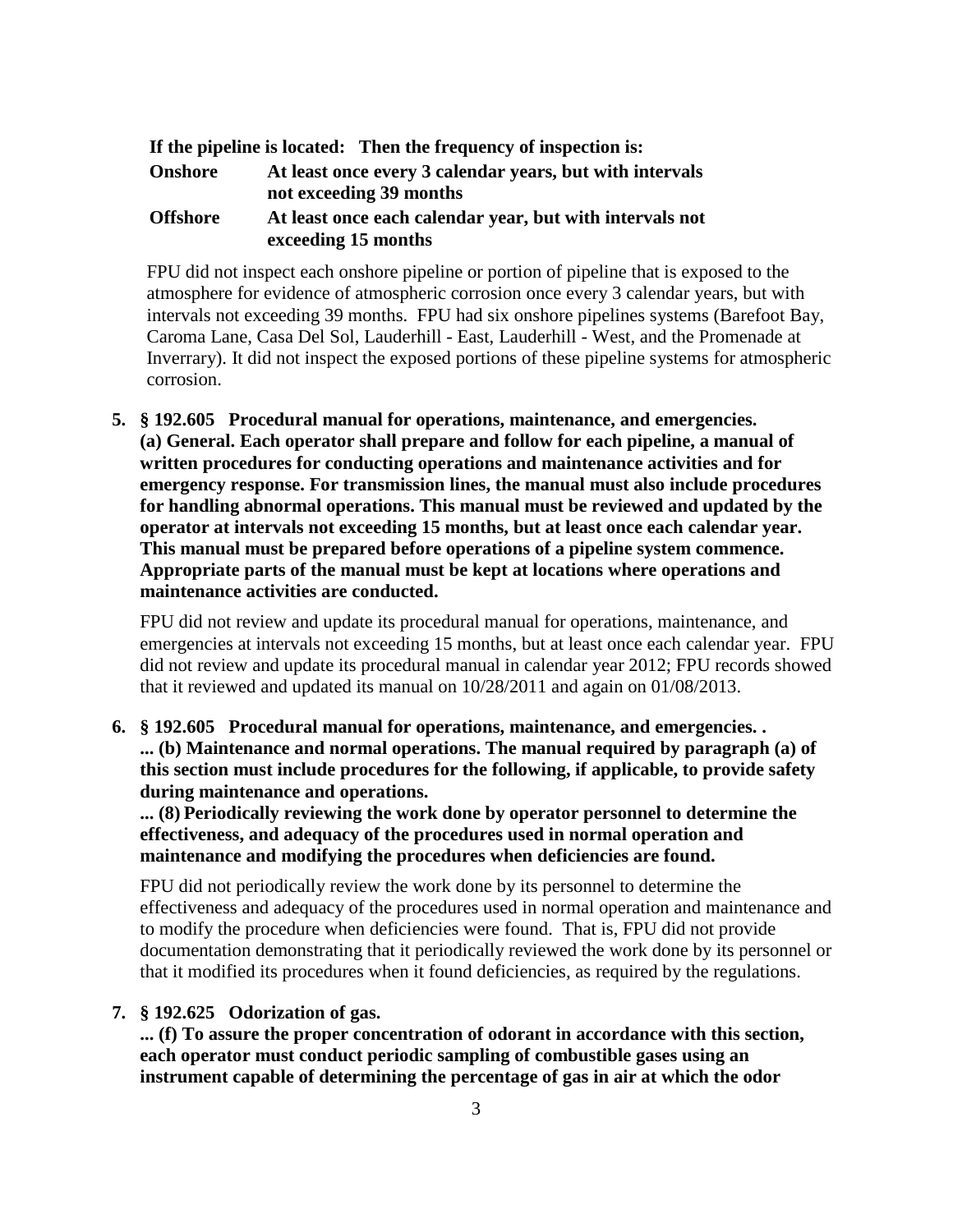| If the pipeline is located: | Then the frequency of inspection is: |
|---|---|
| **Onshore** | **At least once every 3 calendar years, but with intervals not exceeding 39 months** |
| **Offshore** | **At least once each calendar year, but with intervals not exceeding 15 months** |

FPU did not inspect each onshore pipeline or portion of pipeline that is exposed to the atmosphere for evidence of atmospheric corrosion once every 3 calendar years, but with intervals not exceeding 39 months. FPU had six onshore pipelines systems (Barefoot Bay, Caroma Lane, Casa Del Sol, Lauderhill - East, Lauderhill - West, and the Promenade at Inverrary). It did not inspect the exposed portions of these pipeline systems for atmospheric corrosion.

5. **§ 192.605 Procedural manual for operations, maintenance, and emergencies.**
   **(a) General. Each operator shall prepare and follow for each pipeline, a manual of written procedures for conducting operations and maintenance activities and for emergency response. For transmission lines, the manual must also include procedures for handling abnormal operations. This manual must be reviewed and updated by the operator at intervals not exceeding 15 months, but at least once each calendar year. This manual must be prepared before operations of a pipeline system commence. Appropriate parts of the manual must be kept at locations where operations and maintenance activities are conducted.**

   FPU did not review and update its procedural manual for operations, maintenance, and emergencies at intervals not exceeding 15 months, but at least once each calendar year. FPU did not review and update its procedural manual in calendar year 2012; FPU records showed that it reviewed and updated its manual on 10/28/2011 and again on 01/08/2013.

6. **§ 192.605 Procedural manual for operations, maintenance, and emergencies. .**
   **... (b) Maintenance and normal operations. The manual required by paragraph (a) of this section must include procedures for the following, if applicable, to provide safety during maintenance and operations.**
   **... (8) Periodically reviewing the work done by operator personnel to determine the effectiveness, and adequacy of the procedures used in normal operation and maintenance and modifying the procedures when deficiencies are found.**

   FPU did not periodically review the work done by its personnel to determine the effectiveness and adequacy of the procedures used in normal operation and maintenance and to modify the procedure when deficiencies were found. That is, FPU did not provide documentation demonstrating that it periodically reviewed the work done by its personnel or that it modified its procedures when it found deficiencies, as required by the regulations.

7. **§ 192.625 Odorization of gas.**
   **... (f) To assure the proper concentration of odorant in accordance with this section, each operator must conduct periodic sampling of combustible gases using an instrument capable of determining the percentage of gas in air at which the odor**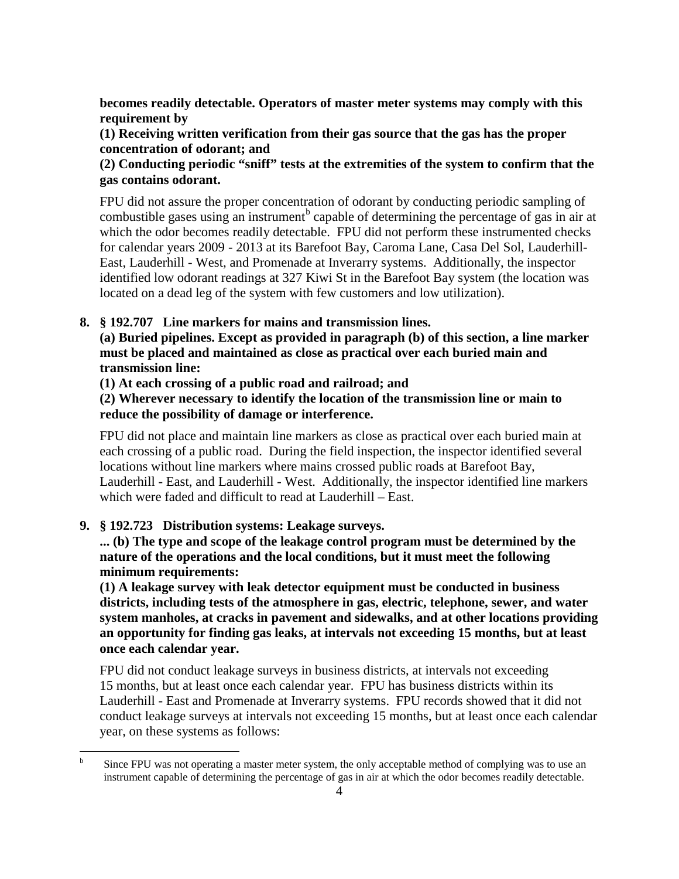**becomes readily detectable. Operators of master meter systems may comply with this requirement by**

**(1) Receiving written verification from their gas source that the gas has the proper concentration of odorant; and**

**(2) Conducting periodic "sniff" tests at the extremities of the system to confirm that the gas contains odorant.**

FPU did not assure the proper concentration of odorant by conducting periodic sampling of combustible gases using an instrument[b] capable of determining the percentage of gas in air at which the odor becomes readily detectable. FPU did not perform these instrumented checks for calendar years 2009 - 2013 at its Barefoot Bay, Caroma Lane, Casa Del Sol, Lauderhill-East, Lauderhill - West, and Promenade at Inverarry systems. Additionally, the inspector identified low odorant readings at 327 Kiwi St in the Barefoot Bay system (the location was located on a dead leg of the system with few customers and low utilization).

**8. § 192.707 Line markers for mains and transmission lines.**

**(a) Buried pipelines. Except as provided in paragraph (b) of this section, a line marker must be placed and maintained as close as practical over each buried main and transmission line:**

**(1) At each crossing of a public road and railroad; and**

**(2) Wherever necessary to identify the location of the transmission line or main to reduce the possibility of damage or interference.**

FPU did not place and maintain line markers as close as practical over each buried main at each crossing of a public road. During the field inspection, the inspector identified several locations without line markers where mains crossed public roads at Barefoot Bay, Lauderhill - East, and Lauderhill - West. Additionally, the inspector identified line markers which were faded and difficult to read at Lauderhill – East.

**9. § 192.723 Distribution systems: Leakage surveys.**

**... (b) The type and scope of the leakage control program must be determined by the nature of the operations and the local conditions, but it must meet the following minimum requirements:**

**(1) A leakage survey with leak detector equipment must be conducted in business districts, including tests of the atmosphere in gas, electric, telephone, sewer, and water system manholes, at cracks in pavement and sidewalks, and at other locations providing an opportunity for finding gas leaks, at intervals not exceeding 15 months, but at least once each calendar year.**

FPU did not conduct leakage surveys in business districts, at intervals not exceeding 15 months, but at least once each calendar year. FPU has business districts within its Lauderhill - East and Promenade at Inverarry systems. FPU records showed that it did not conduct leakage surveys at intervals not exceeding 15 months, but at least once each calendar year, on these systems as follows:

[b] Since FPU was not operating a master meter system, the only acceptable method of complying was to use an instrument capable of determining the percentage of gas in air at which the odor becomes readily detectable.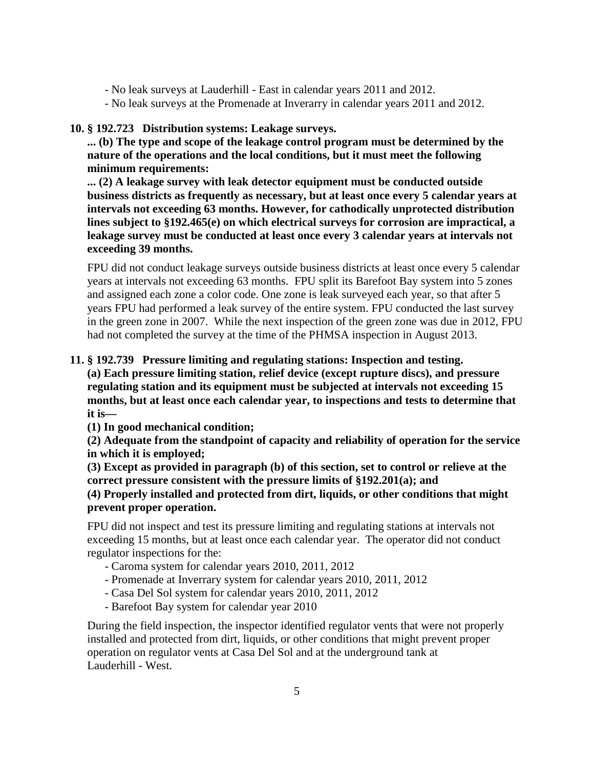- No leak surveys at Lauderhill - East in calendar years 2011 and 2012.
- No leak surveys at the Promenade at Inverarry in calendar years 2011 and 2012.

**10. § 192.723 Distribution systems: Leakage surveys.**

**... (b) The type and scope of the leakage control program must be determined by the nature of the operations and the local conditions, but it must meet the following minimum requirements:**

**... (2) A leakage survey with leak detector equipment must be conducted outside business districts as frequently as necessary, but at least once every 5 calendar years at intervals not exceeding 63 months. However, for cathodically unprotected distribution lines subject to §192.465(e) on which electrical surveys for corrosion are impractical, a leakage survey must be conducted at least once every 3 calendar years at intervals not exceeding 39 months.**

FPU did not conduct leakage surveys outside business districts at least once every 5 calendar years at intervals not exceeding 63 months. FPU split its Barefoot Bay system into 5 zones and assigned each zone a color code. One zone is leak surveyed each year, so that after 5 years FPU had performed a leak survey of the entire system. FPU conducted the last survey in the green zone in 2007. While the next inspection of the green zone was due in 2012, FPU had not completed the survey at the time of the PHMSA inspection in August 2013.

**11. § 192.739 Pressure limiting and regulating stations: Inspection and testing.**

**(a) Each pressure limiting station, relief device (except rupture discs), and pressure regulating station and its equipment must be subjected at intervals not exceeding 15 months, but at least once each calendar year, to inspections and tests to determine that it is—**

**(1) In good mechanical condition;**

**(2) Adequate from the standpoint of capacity and reliability of operation for the service in which it is employed;**

**(3) Except as provided in paragraph (b) of this section, set to control or relieve at the correct pressure consistent with the pressure limits of §192.201(a); and**

**(4) Properly installed and protected from dirt, liquids, or other conditions that might prevent proper operation.**

FPU did not inspect and test its pressure limiting and regulating stations at intervals not exceeding 15 months, but at least once each calendar year. The operator did not conduct regulator inspections for the:

- Caroma system for calendar years 2010, 2011, 2012
- Promenade at Inverrary system for calendar years 2010, 2011, 2012
- Casa Del Sol system for calendar years 2010, 2011, 2012
- Barefoot Bay system for calendar year 2010

During the field inspection, the inspector identified regulator vents that were not properly installed and protected from dirt, liquids, or other conditions that might prevent proper operation on regulator vents at Casa Del Sol and at the underground tank at Lauderhill - West.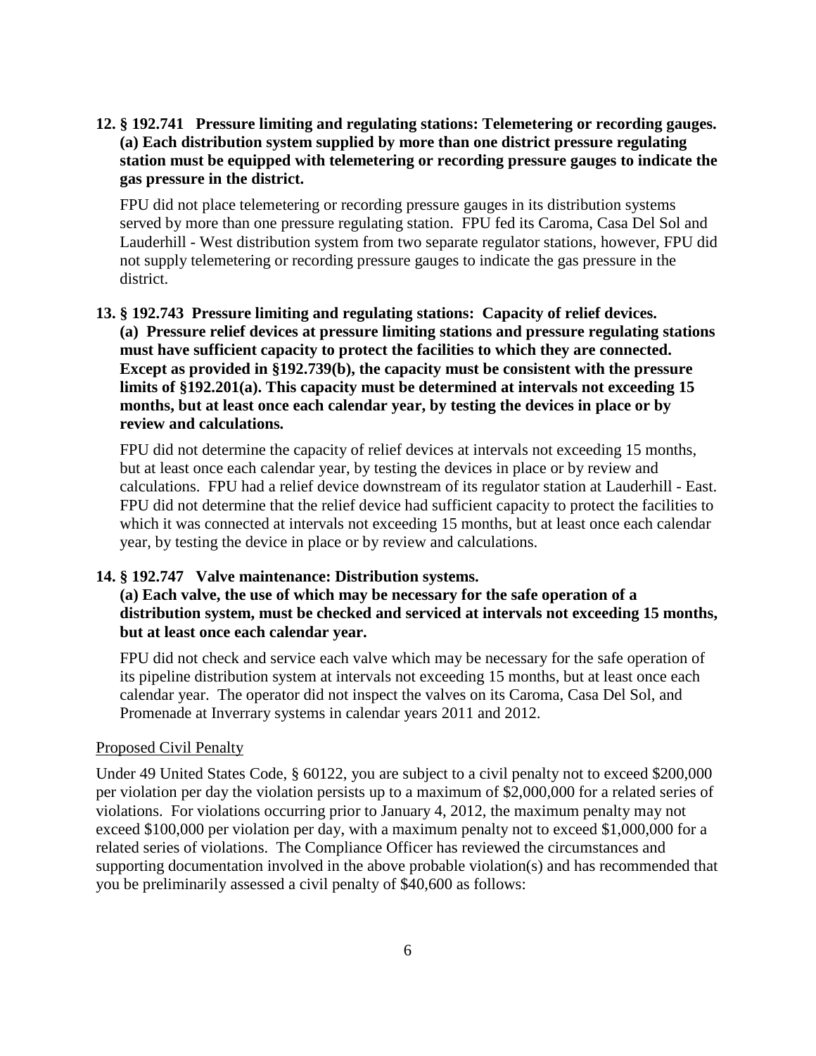**12. § 192.741 Pressure limiting and regulating stations: Telemetering or recording gauges. (a) Each distribution system supplied by more than one district pressure regulating station must be equipped with telemetering or recording pressure gauges to indicate the gas pressure in the district.**

FPU did not place telemetering or recording pressure gauges in its distribution systems served by more than one pressure regulating station. FPU fed its Caroma, Casa Del Sol and Lauderhill - West distribution system from two separate regulator stations, however, FPU did not supply telemetering or recording pressure gauges to indicate the gas pressure in the district.

**13. § 192.743 Pressure limiting and regulating stations: Capacity of relief devices. (a) Pressure relief devices at pressure limiting stations and pressure regulating stations must have sufficient capacity to protect the facilities to which they are connected. Except as provided in §192.739(b), the capacity must be consistent with the pressure limits of §192.201(a). This capacity must be determined at intervals not exceeding 15 months, but at least once each calendar year, by testing the devices in place or by review and calculations.**

FPU did not determine the capacity of relief devices at intervals not exceeding 15 months, but at least once each calendar year, by testing the devices in place or by review and calculations. FPU had a relief device downstream of its regulator station at Lauderhill - East. FPU did not determine that the relief device had sufficient capacity to protect the facilities to which it was connected at intervals not exceeding 15 months, but at least once each calendar year, by testing the device in place or by review and calculations.

**14. § 192.747 Valve maintenance: Distribution systems. (a) Each valve, the use of which may be necessary for the safe operation of a distribution system, must be checked and serviced at intervals not exceeding 15 months, but at least once each calendar year.**

FPU did not check and service each valve which may be necessary for the safe operation of its pipeline distribution system at intervals not exceeding 15 months, but at least once each calendar year. The operator did not inspect the valves on its Caroma, Casa Del Sol, and Promenade at Inverrary systems in calendar years 2011 and 2012.

Proposed Civil Penalty

Under 49 United States Code, § 60122, you are subject to a civil penalty not to exceed $200,000 per violation per day the violation persists up to a maximum of $2,000,000 for a related series of violations. For violations occurring prior to January 4, 2012, the maximum penalty may not exceed $100,000 per violation per day, with a maximum penalty not to exceed $1,000,000 for a related series of violations. The Compliance Officer has reviewed the circumstances and supporting documentation involved in the above probable violation(s) and has recommended that you be preliminarily assessed a civil penalty of $40,600 as follows: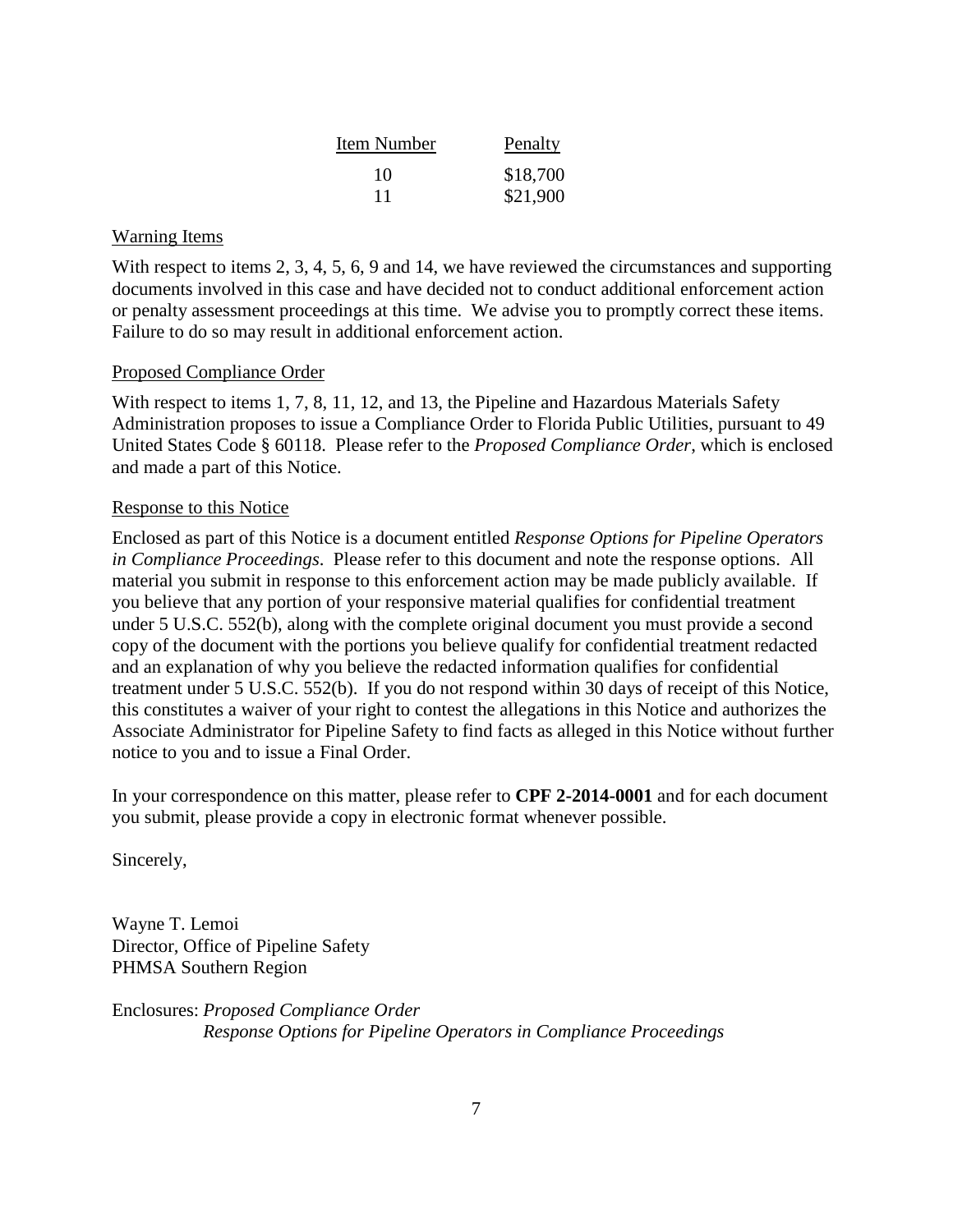| Item Number | Penalty |
| --- | --- |
| 10 | $18,700 |
| 11 | $21,900 |

## Warning Items

With respect to items 2, 3, 4, 5, 6, 9 and 14, we have reviewed the circumstances and supporting documents involved in this case and have decided not to conduct additional enforcement action or penalty assessment proceedings at this time. We advise you to promptly correct these items. Failure to do so may result in additional enforcement action.

## Proposed Compliance Order

With respect to items 1, 7, 8, 11, 12, and 13, the Pipeline and Hazardous Materials Safety Administration proposes to issue a Compliance Order to Florida Public Utilities, pursuant to 49 United States Code § 60118. Please refer to the *Proposed Compliance Order*, which is enclosed and made a part of this Notice.

## Response to this Notice

Enclosed as part of this Notice is a document entitled *Response Options for Pipeline Operators in Compliance Proceedings*. Please refer to this document and note the response options. All material you submit in response to this enforcement action may be made publicly available. If you believe that any portion of your responsive material qualifies for confidential treatment under 5 U.S.C. 552(b), along with the complete original document you must provide a second copy of the document with the portions you believe qualify for confidential treatment redacted and an explanation of why you believe the redacted information qualifies for confidential treatment under 5 U.S.C. 552(b). If you do not respond within 30 days of receipt of this Notice, this constitutes a waiver of your right to contest the allegations in this Notice and authorizes the Associate Administrator for Pipeline Safety to find facts as alleged in this Notice without further notice to you and to issue a Final Order.

In your correspondence on this matter, please refer to **CPF 2-2014-0001** and for each document you submit, please provide a copy in electronic format whenever possible.

Sincerely,

Wayne T. Lemoi
Director, Office of Pipeline Safety
PHMSA Southern Region

Enclosures: *Proposed Compliance Order*
*Response Options for Pipeline Operators in Compliance Proceedings*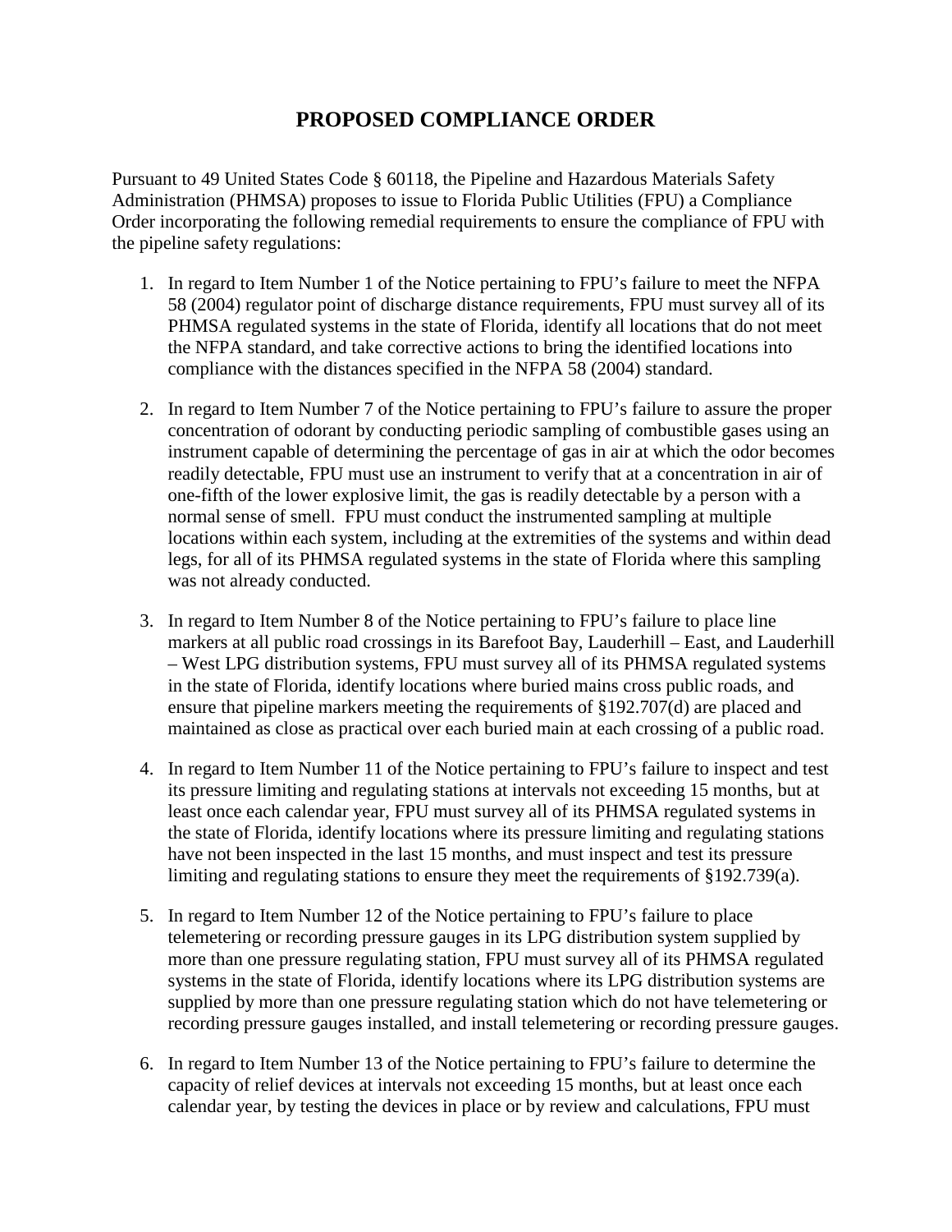# PROPOSED COMPLIANCE ORDER

Pursuant to 49 United States Code § 60118, the Pipeline and Hazardous Materials Safety Administration (PHMSA) proposes to issue to Florida Public Utilities (FPU) a Compliance Order incorporating the following remedial requirements to ensure the compliance of FPU with the pipeline safety regulations:

1. In regard to Item Number 1 of the Notice pertaining to FPU's failure to meet the NFPA 58 (2004) regulator point of discharge distance requirements, FPU must survey all of its PHMSA regulated systems in the state of Florida, identify all locations that do not meet the NFPA standard, and take corrective actions to bring the identified locations into compliance with the distances specified in the NFPA 58 (2004) standard.

2. In regard to Item Number 7 of the Notice pertaining to FPU's failure to assure the proper concentration of odorant by conducting periodic sampling of combustible gases using an instrument capable of determining the percentage of gas in air at which the odor becomes readily detectable, FPU must use an instrument to verify that at a concentration in air of one-fifth of the lower explosive limit, the gas is readily detectable by a person with a normal sense of smell. FPU must conduct the instrumented sampling at multiple locations within each system, including at the extremities of the systems and within dead legs, for all of its PHMSA regulated systems in the state of Florida where this sampling was not already conducted.

3. In regard to Item Number 8 of the Notice pertaining to FPU's failure to place line markers at all public road crossings in its Barefoot Bay, Lauderhill – East, and Lauderhill – West LPG distribution systems, FPU must survey all of its PHMSA regulated systems in the state of Florida, identify locations where buried mains cross public roads, and ensure that pipeline markers meeting the requirements of §192.707(d) are placed and maintained as close as practical over each buried main at each crossing of a public road.

4. In regard to Item Number 11 of the Notice pertaining to FPU's failure to inspect and test its pressure limiting and regulating stations at intervals not exceeding 15 months, but at least once each calendar year, FPU must survey all of its PHMSA regulated systems in the state of Florida, identify locations where its pressure limiting and regulating stations have not been inspected in the last 15 months, and must inspect and test its pressure limiting and regulating stations to ensure they meet the requirements of §192.739(a).

5. In regard to Item Number 12 of the Notice pertaining to FPU's failure to place telemetering or recording pressure gauges in its LPG distribution system supplied by more than one pressure regulating station, FPU must survey all of its PHMSA regulated systems in the state of Florida, identify locations where its LPG distribution systems are supplied by more than one pressure regulating station which do not have telemetering or recording pressure gauges installed, and install telemetering or recording pressure gauges.

6. In regard to Item Number 13 of the Notice pertaining to FPU's failure to determine the capacity of relief devices at intervals not exceeding 15 months, but at least once each calendar year, by testing the devices in place or by review and calculations, FPU must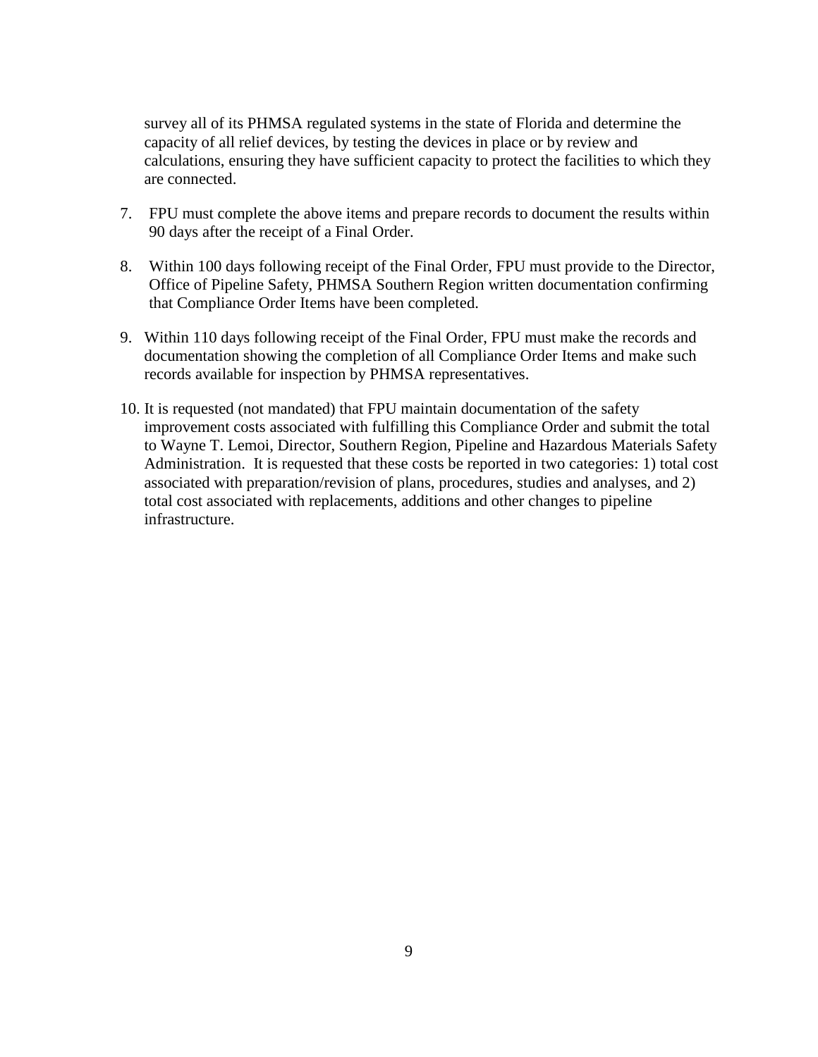survey all of its PHMSA regulated systems in the state of Florida and determine the capacity of all relief devices, by testing the devices in place or by review and calculations, ensuring they have sufficient capacity to protect the facilities to which they are connected.

7. FPU must complete the above items and prepare records to document the results within 90 days after the receipt of a Final Order.

8. Within 100 days following receipt of the Final Order, FPU must provide to the Director, Office of Pipeline Safety, PHMSA Southern Region written documentation confirming that Compliance Order Items have been completed.

9. Within 110 days following receipt of the Final Order, FPU must make the records and documentation showing the completion of all Compliance Order Items and make such records available for inspection by PHMSA representatives.

10. It is requested (not mandated) that FPU maintain documentation of the safety improvement costs associated with fulfilling this Compliance Order and submit the total to Wayne T. Lemoi, Director, Southern Region, Pipeline and Hazardous Materials Safety Administration. It is requested that these costs be reported in two categories: 1) total cost associated with preparation/revision of plans, procedures, studies and analyses, and 2) total cost associated with replacements, additions and other changes to pipeline infrastructure.